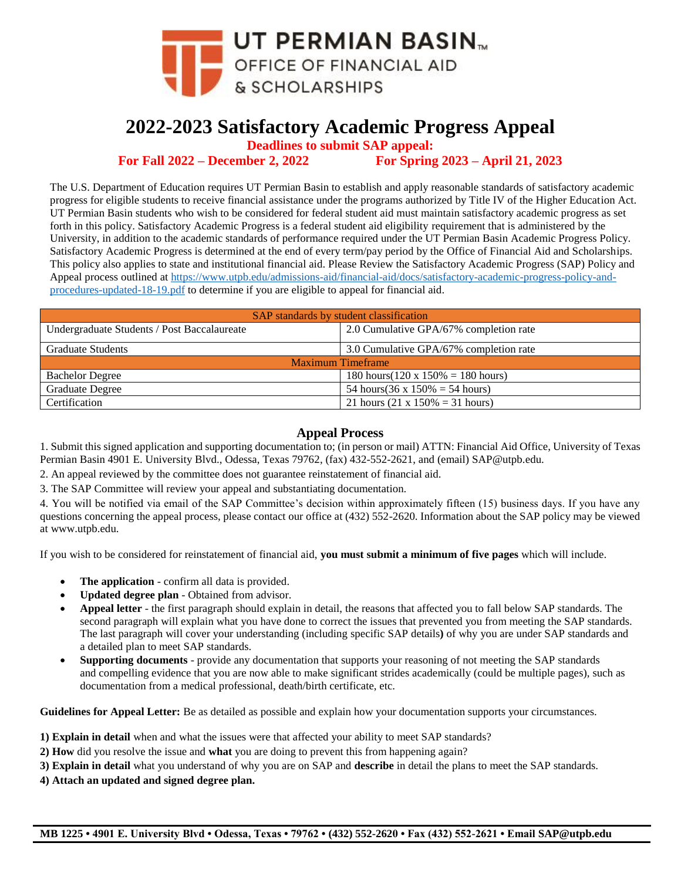UT PERMIAN BASIN™
OFFICE OF FINANCIAL AID & SCHOLARSHIPS

# 2022-2023 Satisfactory Academic Progress Appeal

**Deadlines to submit SAP appeal:**

**For Fall 2022 – December 2, 2022** **For Spring 2023 – April 21, 2023**

The U.S. Department of Education requires UT Permian Basin to establish and apply reasonable standards of satisfactory academic progress for eligible students to receive financial assistance under the programs authorized by Title IV of the Higher Education Act. UT Permian Basin students who wish to be considered for federal student aid must maintain satisfactory academic progress as set forth in this policy. Satisfactory Academic Progress is a federal student aid eligibility requirement that is administered by the University, in addition to the academic standards of performance required under the UT Permian Basin Academic Progress Policy. Satisfactory Academic Progress is determined at the end of every term/pay period by the Office of Financial Aid and Scholarships. This policy also applies to state and institutional financial aid. Please Review the Satisfactory Academic Progress (SAP) Policy and Appeal process outlined at https://www.utpb.edu/admissions-aid/financial-aid/docs/satisfactory-academic-progress-policy-and-procedures-updated-18-19.pdf to determine if you are eligible to appeal for financial aid.

| SAP standards by student classification | |
|---|---|
| Undergraduate Students / Post Baccalaureate | 2.0 Cumulative GPA/67% completion rate |
| Graduate Students | 3.0 Cumulative GPA/67% completion rate |
| Maximum Timeframe | |
| Bachelor Degree | 180 hours(120 x 150% = 180 hours) |
| Graduate Degree | 54 hours(36 x 150% = 54 hours) |
| Certification | 21 hours (21 x 150% = 31 hours) |

## Appeal Process

1. Submit this signed application and supporting documentation to; (in person or mail) ATTN: Financial Aid Office, University of Texas Permian Basin 4901 E. University Blvd., Odessa, Texas 79762, (fax) 432-552-2621, and (email) SAP@utpb.edu.
2. An appeal reviewed by the committee does not guarantee reinstatement of financial aid.
3. The SAP Committee will review your appeal and substantiating documentation.
4. You will be notified via email of the SAP Committee's decision within approximately fifteen (15) business days. If you have any questions concerning the appeal process, please contact our office at (432) 552-2620. Information about the SAP policy may be viewed at www.utpb.edu.

If you wish to be considered for reinstatement of financial aid, **you must submit a minimum of five pages** which will include.

- **The application** - confirm all data is provided.
- **Updated degree plan** - Obtained from advisor.
- **Appeal letter** - the first paragraph should explain in detail, the reasons that affected you to fall below SAP standards. The second paragraph will explain what you have done to correct the issues that prevented you from meeting the SAP standards. The last paragraph will cover your understanding (including specific SAP details**)** of why you are under SAP standards and a detailed plan to meet SAP standards.
- **Supporting documents** - provide any documentation that supports your reasoning of not meeting the SAP standards and compelling evidence that you are now able to make significant strides academically (could be multiple pages), such as documentation from a medical professional, death/birth certificate, etc.

**Guidelines for Appeal Letter:** Be as detailed as possible and explain how your documentation supports your circumstances.

**1) Explain in detail** when and what the issues were that affected your ability to meet SAP standards?
**2) How** did you resolve the issue and **what** you are doing to prevent this from happening again?
**3) Explain in detail** what you understand of why you are on SAP and **describe** in detail the plans to meet the SAP standards.
**4) Attach an updated and signed degree plan.**

**MB 1225 • 4901 E. University Blvd • Odessa, Texas • 79762 • (432) 552-2620 • Fax (432) 552-2621 • Email SAP@utpb.edu**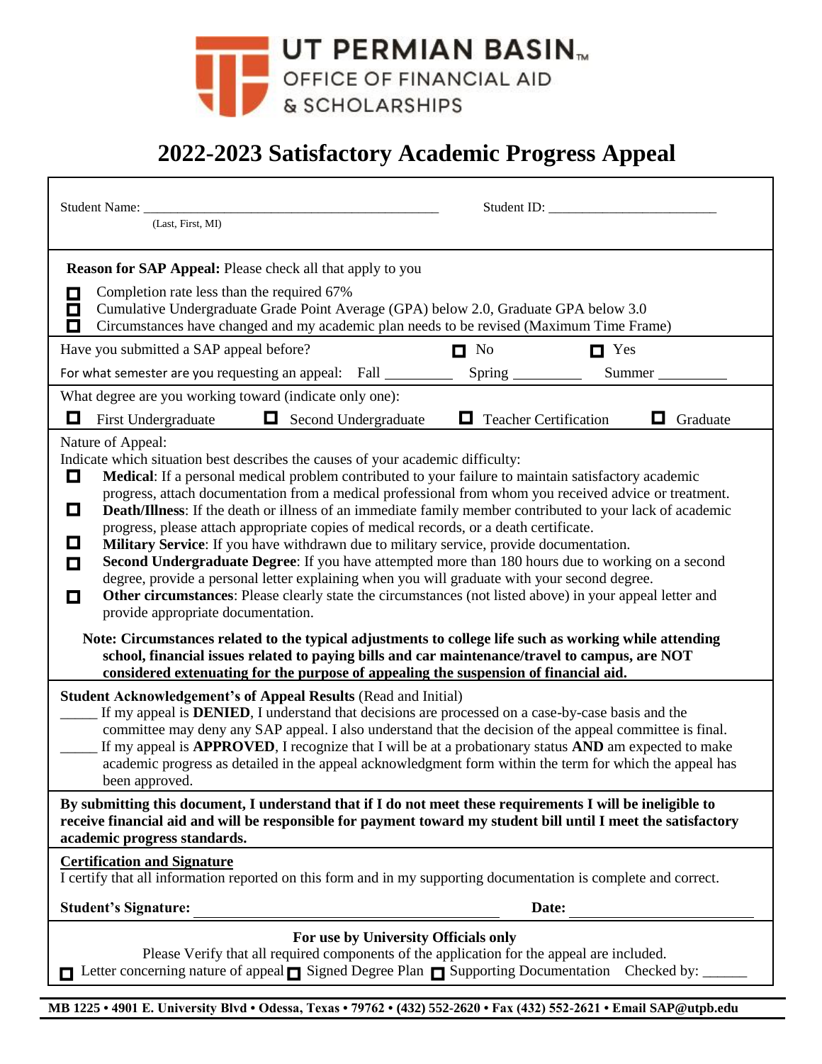UT PERMIAN BASIN™
OFFICE OF FINANCIAL AID
& SCHOLARSHIPS

# 2022-2023 Satisfactory Academic Progress Appeal

Student Name: ____________________________________________ Student ID: _________________________
(Last, First, MI)

**Reason for SAP Appeal:** Please check all that apply to you

- ☐ Completion rate less than the required 67%
- ☐ Cumulative Undergraduate Grade Point Average (GPA) below 2.0, Graduate GPA below 3.0
- ☐ Circumstances have changed and my academic plan needs to be revised (Maximum Time Frame)

Have you submitted a SAP appeal before? ☐ No ☐ Yes

For what semester are you requesting an appeal: Fall _________ Spring _________ Summer _________

What degree are you working toward (indicate only one):

☐ First Undergraduate ☐ Second Undergraduate ☐ Teacher Certification ☐ Graduate

Nature of Appeal:
Indicate which situation best describes the causes of your academic difficulty:

- ☐ **Medical**: If a personal medical problem contributed to your failure to maintain satisfactory academic progress, attach documentation from a medical professional from whom you received advice or treatment.
- ☐ **Death/Illness**: If the death or illness of an immediate family member contributed to your lack of academic progress, please attach appropriate copies of medical records, or a death certificate.
- ☐ **Military Service**: If you have withdrawn due to military service, provide documentation.
- ☐ **Second Undergraduate Degree**: If you have attempted more than 180 hours due to working on a second degree, provide a personal letter explaining when you will graduate with your second degree.
- ☐ **Other circumstances**: Please clearly state the circumstances (not listed above) in your appeal letter and provide appropriate documentation.

**Note: Circumstances related to the typical adjustments to college life such as working while attending school, financial issues related to paying bills and car maintenance/travel to campus, are NOT considered extenuating for the purpose of appealing the suspension of financial aid.**

**Student Acknowledgement's of Appeal Results** (Read and Initial)

_____ If my appeal is **DENIED**, I understand that decisions are processed on a case-by-case basis and the committee may deny any SAP appeal. I also understand that the decision of the appeal committee is final.

_____ If my appeal is **APPROVED**, I recognize that I will be at a probationary status **AND** am expected to make academic progress as detailed in the appeal acknowledgment form within the term for which the appeal has been approved.

**By submitting this document, I understand that if I do not meet these requirements I will be ineligible to receive financial aid and will be responsible for payment toward my student bill until I meet the satisfactory academic progress standards.**

**Certification and Signature**

I certify that all information reported on this form and in my supporting documentation is complete and correct.

**Student's Signature:** ______________________________ **Date:** ____________________

**For use by University Officials only**

Please Verify that all required components of the application for the appeal are included.

☐ Letter concerning nature of appeal ☐ Signed Degree Plan ☐ Supporting Documentation Checked by: ______

MB 1225 • 4901 E. University Blvd • Odessa, Texas • 79762 • (432) 552-2620 • Fax (432) 552-2621 • Email SAP@utpb.edu